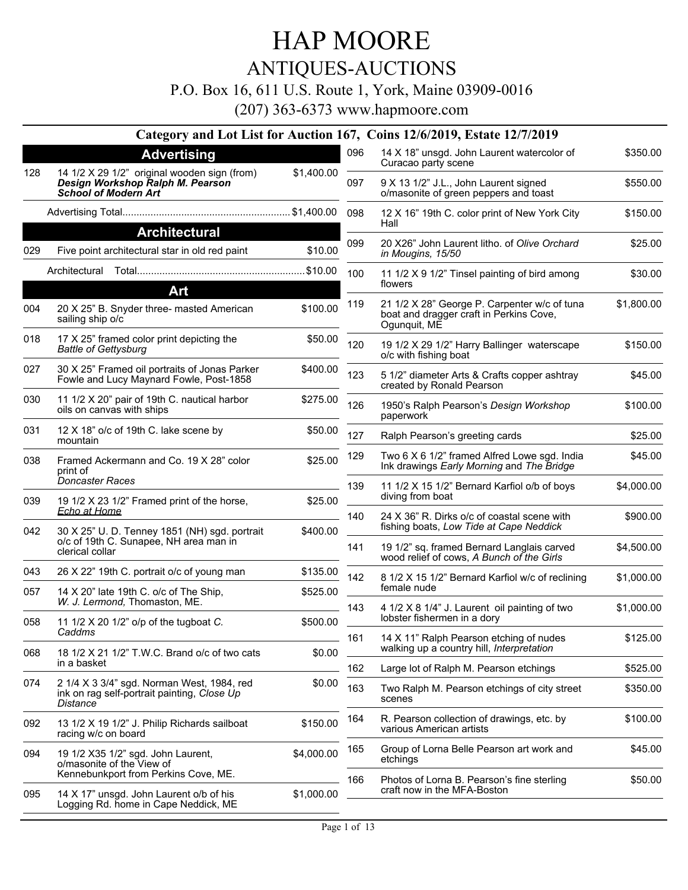# HAP MOORE

## ANTIQUES-AUCTIONS

P.O. Box 16, 611 U.S. Route 1, York, Maine 03909-0016

(207) 363-6373 www.hapmoore.com

### Category and Lot List for Auction 167, Coins 12/6/2019, Estate 12/7/2019

## Advertising

| Lot | Description | Price |
|---|---|---|
| 128 | 14 1/2 X 29 1/2" original wooden sign (from) ***Design Workshop Ralph M. Pearson School of Modern Art*** | $1,400.00 |
| | Advertising Total | $1,400.00 |

## Architectural

| Lot | Description | Price |
|---|---|---|
| 029 | Five point architectural star in old red paint | $10.00 |
| | Architectural Total | $10.00 |

## Art

| Lot | Description | Price |
|---|---|---|
| 004 | 20 X 25" B. Snyder three- masted American sailing ship o/c | $100.00 |
| 018 | 17 X 25" framed color print depicting the *Battle of Gettysburg* | $50.00 |
| 027 | 30 X 25" Framed oil portraits of Jonas Parker Fowle and Lucy Maynard Fowle, Post-1858 | $400.00 |
| 030 | 11 1/2 X 20" pair of 19th C. nautical harbor oils on canvas with ships | $275.00 |
| 031 | 12 X 18" o/c of 19th C. lake scene by mountain | $50.00 |
| 038 | Framed Ackermann and Co. 19 X 28" color print of *Doncaster Races* | $25.00 |
| 039 | 19 1/2 X 23 1/2" Framed print of the horse, *Echo at Home* | $25.00 |
| 042 | 30 X 25" U. D. Tenney 1851 (NH) sgd. portrait o/c of 19th C. Sunapee, NH area man in clerical collar | $400.00 |
| 043 | 26 X 22" 19th C. portrait o/c of young man | $135.00 |
| 057 | 14 X 20" late 19th C. o/c of The Ship, *W. J. Lermond,* Thomaston, ME. | $525.00 |
| 058 | 11 1/2 X 20 1/2" o/p of the tugboat *C. Caddms* | $500.00 |
| 068 | 18 1/2 X 21 1/2" T.W.C. Brand o/c of two cats in a basket | $0.00 |
| 074 | 2 1/4 X 3 3/4" sgd. Norman West, 1984, red ink on rag self-portrait painting, *Close Up Distance* | $0.00 |
| 092 | 13 1/2 X 19 1/2" J. Philip Richards sailboat racing w/c on board | $150.00 |
| 094 | 19 1/2 X35 1/2" sgd. John Laurent, o/masonite of the View of Kennebunkport from Perkins Cove, ME. | $4,000.00 |
| 095 | 14 X 17" unsgd. John Laurent o/b of his Logging Rd. home in Cape Neddick, ME | $1,000.00 |
| 096 | 14 X 18" unsgd. John Laurent watercolor of Curacao party scene | $350.00 |
| 097 | 9 X 13 1/2" J.L., John Laurent signed o/masonite of green peppers and toast | $550.00 |
| 098 | 12 X 16" 19th C. color print of New York City Hall | $150.00 |
| 099 | 20 X26" John Laurent litho. of *Olive Orchard in Mougins, 15/50* | $25.00 |
| 100 | 11 1/2 X 9 1/2" Tinsel painting of bird among flowers | $30.00 |
| 119 | 21 1/2 X 28" George P. Carpenter w/c of tuna boat and dragger craft in Perkins Cove, Ogunquit, ME | $1,800.00 |
| 120 | 19 1/2 X 29 1/2" Harry Ballinger waterscape o/c with fishing boat | $150.00 |
| 123 | 5 1/2" diameter Arts & Crafts copper ashtray created by Ronald Pearson | $45.00 |
| 126 | 1950's Ralph Pearson's *Design Workshop* paperwork | $100.00 |
| 127 | Ralph Pearson's greeting cards | $25.00 |
| 129 | Two 6 X 6 1/2" framed Alfred Lowe sgd. India Ink drawings *Early Morning* and *The Bridge* | $45.00 |
| 139 | 11 1/2 X 15 1/2" Bernard Karfiol o/b of boys diving from boat | $4,000.00 |
| 140 | 24 X 36" R. Dirks o/c of coastal scene with fishing boats, *Low Tide at Cape Neddick* | $900.00 |
| 141 | 19 1/2" sq. framed Bernard Langlais carved wood relief of cows, *A Bunch of the Girls* | $4,500.00 |
| 142 | 8 1/2 X 15 1/2" Bernard Karfiol w/c of reclining female nude | $1,000.00 |
| 143 | 4 1/2 X 8 1/4" J. Laurent oil painting of two lobster fishermen in a dory | $1,000.00 |
| 161 | 14 X 11" Ralph Pearson etching of nudes walking up a country hill, *Interpretation* | $125.00 |
| 162 | Large lot of Ralph M. Pearson etchings | $525.00 |
| 163 | Two Ralph M. Pearson etchings of city street scenes | $350.00 |
| 164 | R. Pearson collection of drawings, etc. by various American artists | $100.00 |
| 165 | Group of Lorna Belle Pearson art work and etchings | $45.00 |
| 166 | Photos of Lorna B. Pearson's fine sterling craft now in the MFA-Boston | $50.00 |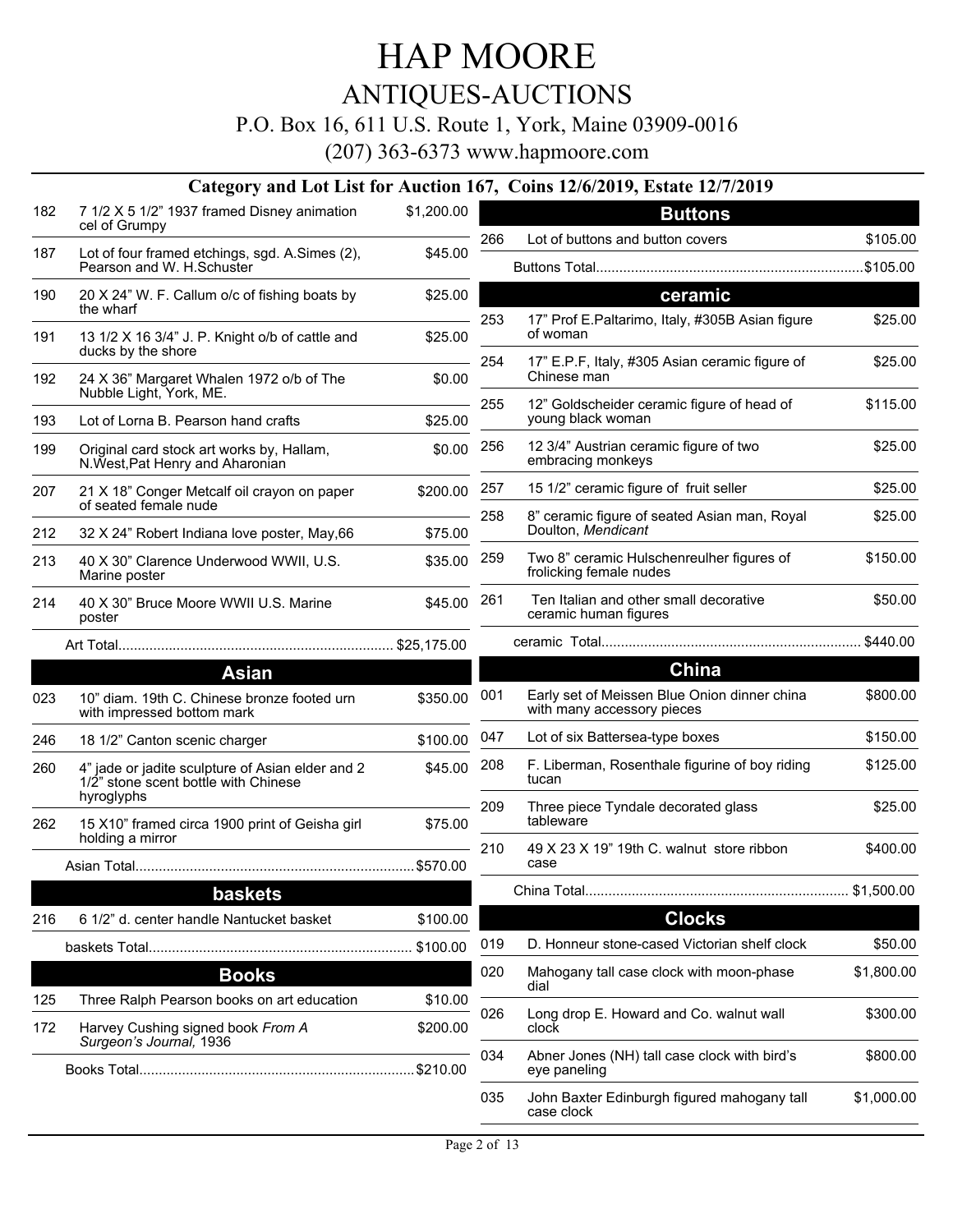# HAP MOORE

## ANTIQUES-AUCTIONS

P.O. Box 16, 611 U.S. Route 1, York, Maine 03909-0016

(207) 363-6373 www.hapmoore.com

### Category and Lot List for Auction 167, Coins 12/6/2019, Estate 12/7/2019

| Lot | Description | Price |
|---|---|---|
| 182 | 7 1/2 X 5 1/2" 1937 framed Disney animation cel of Grumpy | $1,200.00 |
| 187 | Lot of four framed etchings, sgd. A.Simes (2), Pearson and W. H.Schuster | $45.00 |
| 190 | 20 X 24" W. F. Callum o/c of fishing boats by the wharf | $25.00 |
| 191 | 13 1/2 X 16 3/4" J. P. Knight o/b of cattle and ducks by the shore | $25.00 |
| 192 | 24 X 36" Margaret Whalen 1972 o/b of The Nubble Light, York, ME. | $0.00 |
| 193 | Lot of Lorna B. Pearson hand crafts | $25.00 |
| 199 | Original card stock art works by, Hallam, N.West,Pat Henry and Aharonian | $0.00 |
| 207 | 21 X 18" Conger Metcalf oil crayon on paper of seated female nude | $200.00 |
| 212 | 32 X 24" Robert Indiana love poster, May,66 | $75.00 |
| 213 | 40 X 30" Clarence Underwood WWII, U.S. Marine poster | $35.00 |
| 214 | 40 X 30" Bruce Moore WWII U.S. Marine poster | $45.00 |
| | Art Total | $25,175.00 |

### Asian

| Lot | Description | Price |
|---|---|---|
| 023 | 10" diam. 19th C. Chinese bronze footed urn with impressed bottom mark | $350.00 |
| 246 | 18 1/2" Canton scenic charger | $100.00 |
| 260 | 4" jade or jadite sculpture of Asian elder and 2 1/2" stone scent bottle with Chinese hyroglyphs | $45.00 |
| 262 | 15 X10" framed circa 1900 print of Geisha girl holding a mirror | $75.00 |
| | Asian Total | $570.00 |

### baskets

| Lot | Description | Price |
|---|---|---|
| 216 | 6 1/2" d. center handle Nantucket basket | $100.00 |
| | baskets Total | $100.00 |

### Books

| Lot | Description | Price |
|---|---|---|
| 125 | Three Ralph Pearson books on art education | $10.00 |
| 172 | Harvey Cushing signed book *From A Surgeon's Journal,* 1936 | $200.00 |
| | Books Total | $210.00 |

### Buttons

| Lot | Description | Price |
|---|---|---|
| 266 | Lot of buttons and button covers | $105.00 |
| | Buttons Total | $105.00 |

### ceramic

| Lot | Description | Price |
|---|---|---|
| 253 | 17" Prof E.Paltarimo, Italy, #305B Asian figure of woman | $25.00 |
| 254 | 17" E.P.F, Italy, #305 Asian ceramic figure of Chinese man | $25.00 |
| 255 | 12" Goldscheider ceramic figure of head of young black woman | $115.00 |
| 256 | 12 3/4" Austrian ceramic figure of two embracing monkeys | $25.00 |
| 257 | 15 1/2" ceramic figure of fruit seller | $25.00 |
| 258 | 8" ceramic figure of seated Asian man, Royal Doulton, *Mendicant* | $25.00 |
| 259 | Two 8" ceramic Hulschenreulher figures of frolicking female nudes | $150.00 |
| 261 | Ten Italian and other small decorative ceramic human figures | $50.00 |
| | ceramic Total | $440.00 |

### China

| Lot | Description | Price |
|---|---|---|
| 001 | Early set of Meissen Blue Onion dinner china with many accessory pieces | $800.00 |
| 047 | Lot of six Battersea-type boxes | $150.00 |
| 208 | F. Liberman, Rosenthale figurine of boy riding tucan | $125.00 |
| 209 | Three piece Tyndale decorated glass tableware | $25.00 |
| 210 | 49 X 23 X 19" 19th C. walnut store ribbon case | $400.00 |
| | China Total | $1,500.00 |

### Clocks

| Lot | Description | Price |
|---|---|---|
| 019 | D. Honneur stone-cased Victorian shelf clock | $50.00 |
| 020 | Mahogany tall case clock with moon-phase dial | $1,800.00 |
| 026 | Long drop E. Howard and Co. walnut wall clock | $300.00 |
| 034 | Abner Jones (NH) tall case clock with bird's eye paneling | $800.00 |
| 035 | John Baxter Edinburgh figured mahogany tall case clock | $1,000.00 |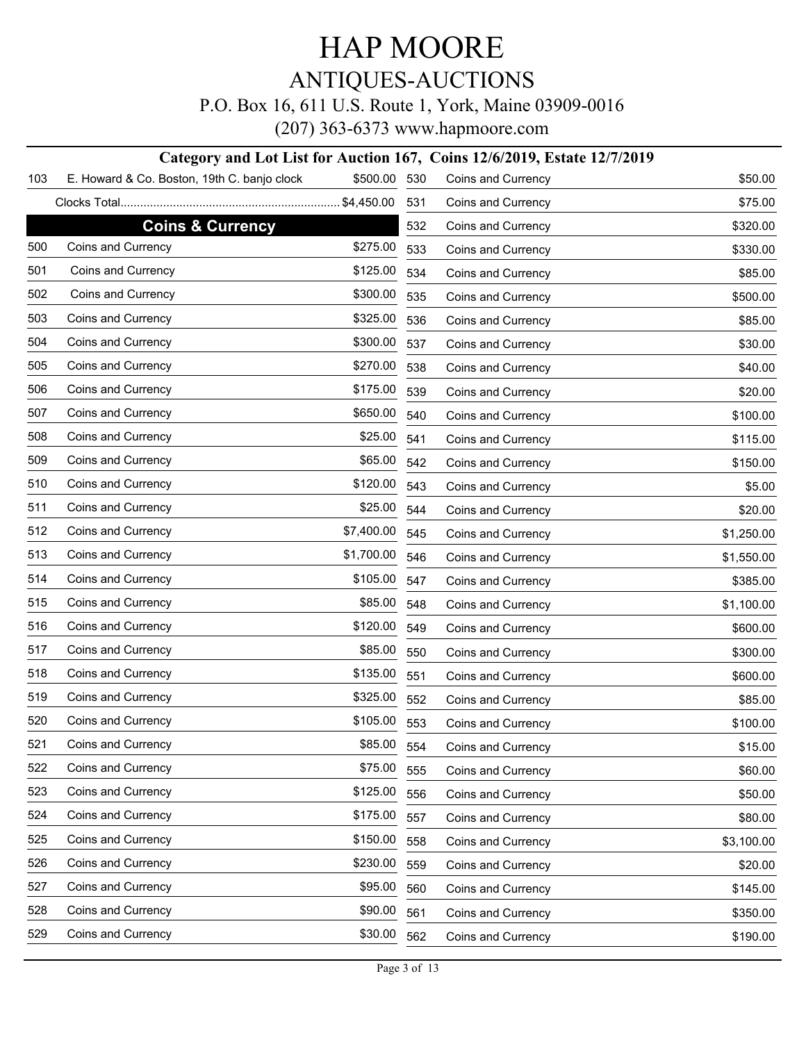# HAP MOORE

## ANTIQUES-AUCTIONS

P.O. Box 16, 611 U.S. Route 1, York, Maine 03909-0016

(207) 363-6373 www.hapmoore.com

### Category and Lot List for Auction 167, Coins 12/6/2019, Estate 12/7/2019

| Lot | Description | Price |
|---|---|---|
| 103 | E. Howard & Co. Boston, 19th C. banjo clock | $500.00 |
| | Clocks Total | $4,450.00 |

### Coins & Currency

| Lot | Description | Price |
|---|---|---|
| 500 | Coins and Currency | $275.00 |
| 501 | Coins and Currency | $125.00 |
| 502 | Coins and Currency | $300.00 |
| 503 | Coins and Currency | $325.00 |
| 504 | Coins and Currency | $300.00 |
| 505 | Coins and Currency | $270.00 |
| 506 | Coins and Currency | $175.00 |
| 507 | Coins and Currency | $650.00 |
| 508 | Coins and Currency | $25.00 |
| 509 | Coins and Currency | $65.00 |
| 510 | Coins and Currency | $120.00 |
| 511 | Coins and Currency | $25.00 |
| 512 | Coins and Currency | $7,400.00 |
| 513 | Coins and Currency | $1,700.00 |
| 514 | Coins and Currency | $105.00 |
| 515 | Coins and Currency | $85.00 |
| 516 | Coins and Currency | $120.00 |
| 517 | Coins and Currency | $85.00 |
| 518 | Coins and Currency | $135.00 |
| 519 | Coins and Currency | $325.00 |
| 520 | Coins and Currency | $105.00 |
| 521 | Coins and Currency | $85.00 |
| 522 | Coins and Currency | $75.00 |
| 523 | Coins and Currency | $125.00 |
| 524 | Coins and Currency | $175.00 |
| 525 | Coins and Currency | $150.00 |
| 526 | Coins and Currency | $230.00 |
| 527 | Coins and Currency | $95.00 |
| 528 | Coins and Currency | $90.00 |
| 529 | Coins and Currency | $30.00 |
| 530 | Coins and Currency | $50.00 |
| 531 | Coins and Currency | $75.00 |
| 532 | Coins and Currency | $320.00 |
| 533 | Coins and Currency | $330.00 |
| 534 | Coins and Currency | $85.00 |
| 535 | Coins and Currency | $500.00 |
| 536 | Coins and Currency | $85.00 |
| 537 | Coins and Currency | $30.00 |
| 538 | Coins and Currency | $40.00 |
| 539 | Coins and Currency | $20.00 |
| 540 | Coins and Currency | $100.00 |
| 541 | Coins and Currency | $115.00 |
| 542 | Coins and Currency | $150.00 |
| 543 | Coins and Currency | $5.00 |
| 544 | Coins and Currency | $20.00 |
| 545 | Coins and Currency | $1,250.00 |
| 546 | Coins and Currency | $1,550.00 |
| 547 | Coins and Currency | $385.00 |
| 548 | Coins and Currency | $1,100.00 |
| 549 | Coins and Currency | $600.00 |
| 550 | Coins and Currency | $300.00 |
| 551 | Coins and Currency | $600.00 |
| 552 | Coins and Currency | $85.00 |
| 553 | Coins and Currency | $100.00 |
| 554 | Coins and Currency | $15.00 |
| 555 | Coins and Currency | $60.00 |
| 556 | Coins and Currency | $50.00 |
| 557 | Coins and Currency | $80.00 |
| 558 | Coins and Currency | $3,100.00 |
| 559 | Coins and Currency | $20.00 |
| 560 | Coins and Currency | $145.00 |
| 561 | Coins and Currency | $350.00 |
| 562 | Coins and Currency | $190.00 |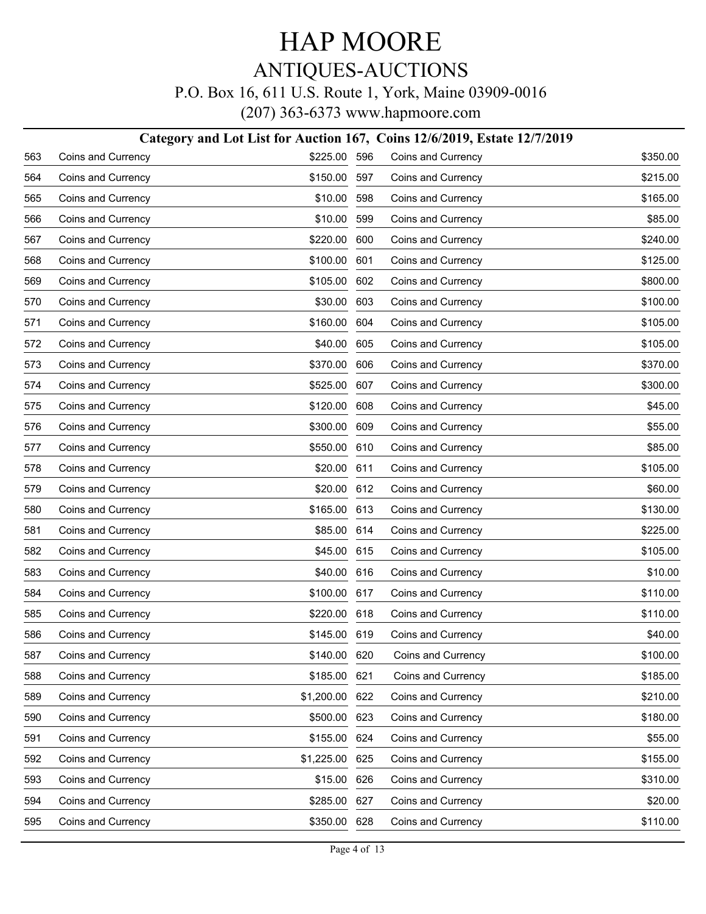# HAP MOORE

## ANTIQUES-AUCTIONS

P.O. Box 16, 611 U.S. Route 1, York, Maine 03909-0016

(207) 363-6373 www.hapmoore.com

### Category and Lot List for Auction 167, Coins 12/6/2019, Estate 12/7/2019

| Lot | Category | Price | Lot | Category | Price |
|---|---|---|---|---|---|
| 563 | Coins and Currency | $225.00 | 596 | Coins and Currency | $350.00 |
| 564 | Coins and Currency | $150.00 | 597 | Coins and Currency | $215.00 |
| 565 | Coins and Currency | $10.00 | 598 | Coins and Currency | $165.00 |
| 566 | Coins and Currency | $10.00 | 599 | Coins and Currency | $85.00 |
| 567 | Coins and Currency | $220.00 | 600 | Coins and Currency | $240.00 |
| 568 | Coins and Currency | $100.00 | 601 | Coins and Currency | $125.00 |
| 569 | Coins and Currency | $105.00 | 602 | Coins and Currency | $800.00 |
| 570 | Coins and Currency | $30.00 | 603 | Coins and Currency | $100.00 |
| 571 | Coins and Currency | $160.00 | 604 | Coins and Currency | $105.00 |
| 572 | Coins and Currency | $40.00 | 605 | Coins and Currency | $105.00 |
| 573 | Coins and Currency | $370.00 | 606 | Coins and Currency | $370.00 |
| 574 | Coins and Currency | $525.00 | 607 | Coins and Currency | $300.00 |
| 575 | Coins and Currency | $120.00 | 608 | Coins and Currency | $45.00 |
| 576 | Coins and Currency | $300.00 | 609 | Coins and Currency | $55.00 |
| 577 | Coins and Currency | $550.00 | 610 | Coins and Currency | $85.00 |
| 578 | Coins and Currency | $20.00 | 611 | Coins and Currency | $105.00 |
| 579 | Coins and Currency | $20.00 | 612 | Coins and Currency | $60.00 |
| 580 | Coins and Currency | $165.00 | 613 | Coins and Currency | $130.00 |
| 581 | Coins and Currency | $85.00 | 614 | Coins and Currency | $225.00 |
| 582 | Coins and Currency | $45.00 | 615 | Coins and Currency | $105.00 |
| 583 | Coins and Currency | $40.00 | 616 | Coins and Currency | $10.00 |
| 584 | Coins and Currency | $100.00 | 617 | Coins and Currency | $110.00 |
| 585 | Coins and Currency | $220.00 | 618 | Coins and Currency | $110.00 |
| 586 | Coins and Currency | $145.00 | 619 | Coins and Currency | $40.00 |
| 587 | Coins and Currency | $140.00 | 620 | Coins and Currency | $100.00 |
| 588 | Coins and Currency | $185.00 | 621 | Coins and Currency | $185.00 |
| 589 | Coins and Currency | $1,200.00 | 622 | Coins and Currency | $210.00 |
| 590 | Coins and Currency | $500.00 | 623 | Coins and Currency | $180.00 |
| 591 | Coins and Currency | $155.00 | 624 | Coins and Currency | $55.00 |
| 592 | Coins and Currency | $1,225.00 | 625 | Coins and Currency | $155.00 |
| 593 | Coins and Currency | $15.00 | 626 | Coins and Currency | $310.00 |
| 594 | Coins and Currency | $285.00 | 627 | Coins and Currency | $20.00 |
| 595 | Coins and Currency | $350.00 | 628 | Coins and Currency | $110.00 |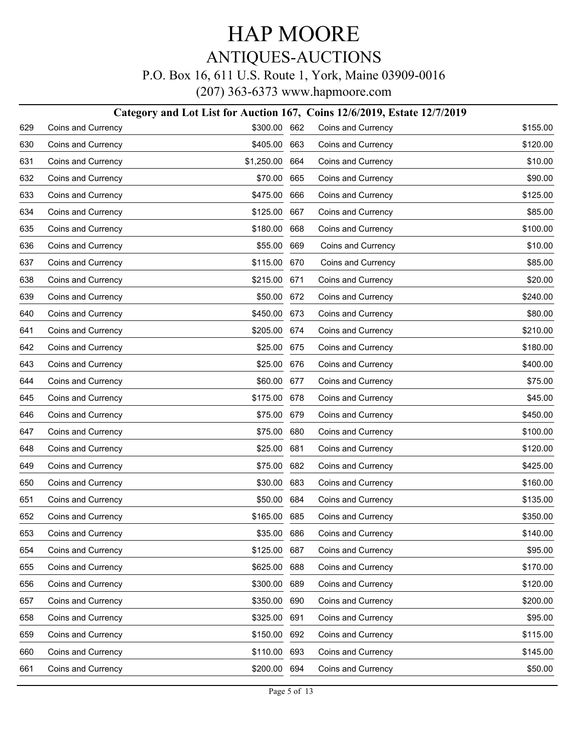# HAP MOORE

## ANTIQUES-AUCTIONS

P.O. Box 16, 611 U.S. Route 1, York, Maine 03909-0016

(207) 363-6373 www.hapmoore.com

### Category and Lot List for Auction 167, Coins 12/6/2019, Estate 12/7/2019

| Lot | Category | Price |
|---|---|---|
| 629 | Coins and Currency | $300.00 |
| 630 | Coins and Currency | $405.00 |
| 631 | Coins and Currency | $1,250.00 |
| 632 | Coins and Currency | $70.00 |
| 633 | Coins and Currency | $475.00 |
| 634 | Coins and Currency | $125.00 |
| 635 | Coins and Currency | $180.00 |
| 636 | Coins and Currency | $55.00 |
| 637 | Coins and Currency | $115.00 |
| 638 | Coins and Currency | $215.00 |
| 639 | Coins and Currency | $50.00 |
| 640 | Coins and Currency | $450.00 |
| 641 | Coins and Currency | $205.00 |
| 642 | Coins and Currency | $25.00 |
| 643 | Coins and Currency | $25.00 |
| 644 | Coins and Currency | $60.00 |
| 645 | Coins and Currency | $175.00 |
| 646 | Coins and Currency | $75.00 |
| 647 | Coins and Currency | $75.00 |
| 648 | Coins and Currency | $25.00 |
| 649 | Coins and Currency | $75.00 |
| 650 | Coins and Currency | $30.00 |
| 651 | Coins and Currency | $50.00 |
| 652 | Coins and Currency | $165.00 |
| 653 | Coins and Currency | $35.00 |
| 654 | Coins and Currency | $125.00 |
| 655 | Coins and Currency | $625.00 |
| 656 | Coins and Currency | $300.00 |
| 657 | Coins and Currency | $350.00 |
| 658 | Coins and Currency | $325.00 |
| 659 | Coins and Currency | $150.00 |
| 660 | Coins and Currency | $110.00 |
| 661 | Coins and Currency | $200.00 |
| 662 | Coins and Currency | $155.00 |
| 663 | Coins and Currency | $120.00 |
| 664 | Coins and Currency | $10.00 |
| 665 | Coins and Currency | $90.00 |
| 666 | Coins and Currency | $125.00 |
| 667 | Coins and Currency | $85.00 |
| 668 | Coins and Currency | $100.00 |
| 669 | Coins and Currency | $10.00 |
| 670 | Coins and Currency | $85.00 |
| 671 | Coins and Currency | $20.00 |
| 672 | Coins and Currency | $240.00 |
| 673 | Coins and Currency | $80.00 |
| 674 | Coins and Currency | $210.00 |
| 675 | Coins and Currency | $180.00 |
| 676 | Coins and Currency | $400.00 |
| 677 | Coins and Currency | $75.00 |
| 678 | Coins and Currency | $45.00 |
| 679 | Coins and Currency | $450.00 |
| 680 | Coins and Currency | $100.00 |
| 681 | Coins and Currency | $120.00 |
| 682 | Coins and Currency | $425.00 |
| 683 | Coins and Currency | $160.00 |
| 684 | Coins and Currency | $135.00 |
| 685 | Coins and Currency | $350.00 |
| 686 | Coins and Currency | $140.00 |
| 687 | Coins and Currency | $95.00 |
| 688 | Coins and Currency | $170.00 |
| 689 | Coins and Currency | $120.00 |
| 690 | Coins and Currency | $200.00 |
| 691 | Coins and Currency | $95.00 |
| 692 | Coins and Currency | $115.00 |
| 693 | Coins and Currency | $145.00 |
| 694 | Coins and Currency | $50.00 |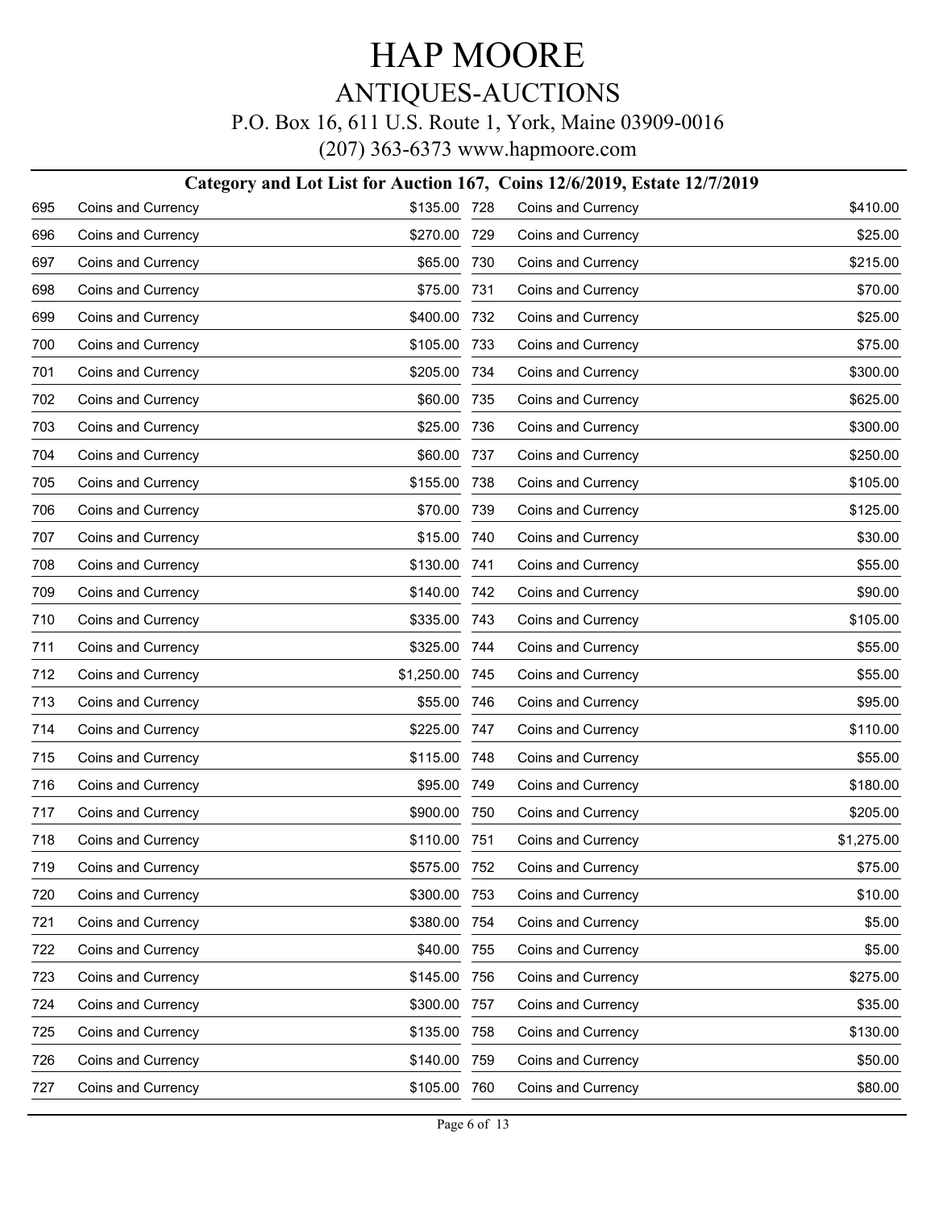# HAP MOORE

## ANTIQUES-AUCTIONS

P.O. Box 16, 611 U.S. Route 1, York, Maine 03909-0016

(207) 363-6373 www.hapmoore.com

### Category and Lot List for Auction 167, Coins 12/6/2019, Estate 12/7/2019

| Lot | Category | Price |
|---|---|---|
| 695 | Coins and Currency | $135.00 |
| 696 | Coins and Currency | $270.00 |
| 697 | Coins and Currency | $65.00 |
| 698 | Coins and Currency | $75.00 |
| 699 | Coins and Currency | $400.00 |
| 700 | Coins and Currency | $105.00 |
| 701 | Coins and Currency | $205.00 |
| 702 | Coins and Currency | $60.00 |
| 703 | Coins and Currency | $25.00 |
| 704 | Coins and Currency | $60.00 |
| 705 | Coins and Currency | $155.00 |
| 706 | Coins and Currency | $70.00 |
| 707 | Coins and Currency | $15.00 |
| 708 | Coins and Currency | $130.00 |
| 709 | Coins and Currency | $140.00 |
| 710 | Coins and Currency | $335.00 |
| 711 | Coins and Currency | $325.00 |
| 712 | Coins and Currency | $1,250.00 |
| 713 | Coins and Currency | $55.00 |
| 714 | Coins and Currency | $225.00 |
| 715 | Coins and Currency | $115.00 |
| 716 | Coins and Currency | $95.00 |
| 717 | Coins and Currency | $900.00 |
| 718 | Coins and Currency | $110.00 |
| 719 | Coins and Currency | $575.00 |
| 720 | Coins and Currency | $300.00 |
| 721 | Coins and Currency | $380.00 |
| 722 | Coins and Currency | $40.00 |
| 723 | Coins and Currency | $145.00 |
| 724 | Coins and Currency | $300.00 |
| 725 | Coins and Currency | $135.00 |
| 726 | Coins and Currency | $140.00 |
| 727 | Coins and Currency | $105.00 |
| 728 | Coins and Currency | $410.00 |
| 729 | Coins and Currency | $25.00 |
| 730 | Coins and Currency | $215.00 |
| 731 | Coins and Currency | $70.00 |
| 732 | Coins and Currency | $25.00 |
| 733 | Coins and Currency | $75.00 |
| 734 | Coins and Currency | $300.00 |
| 735 | Coins and Currency | $625.00 |
| 736 | Coins and Currency | $300.00 |
| 737 | Coins and Currency | $250.00 |
| 738 | Coins and Currency | $105.00 |
| 739 | Coins and Currency | $125.00 |
| 740 | Coins and Currency | $30.00 |
| 741 | Coins and Currency | $55.00 |
| 742 | Coins and Currency | $90.00 |
| 743 | Coins and Currency | $105.00 |
| 744 | Coins and Currency | $55.00 |
| 745 | Coins and Currency | $55.00 |
| 746 | Coins and Currency | $95.00 |
| 747 | Coins and Currency | $110.00 |
| 748 | Coins and Currency | $55.00 |
| 749 | Coins and Currency | $180.00 |
| 750 | Coins and Currency | $205.00 |
| 751 | Coins and Currency | $1,275.00 |
| 752 | Coins and Currency | $75.00 |
| 753 | Coins and Currency | $10.00 |
| 754 | Coins and Currency | $5.00 |
| 755 | Coins and Currency | $5.00 |
| 756 | Coins and Currency | $275.00 |
| 757 | Coins and Currency | $35.00 |
| 758 | Coins and Currency | $130.00 |
| 759 | Coins and Currency | $50.00 |
| 760 | Coins and Currency | $80.00 |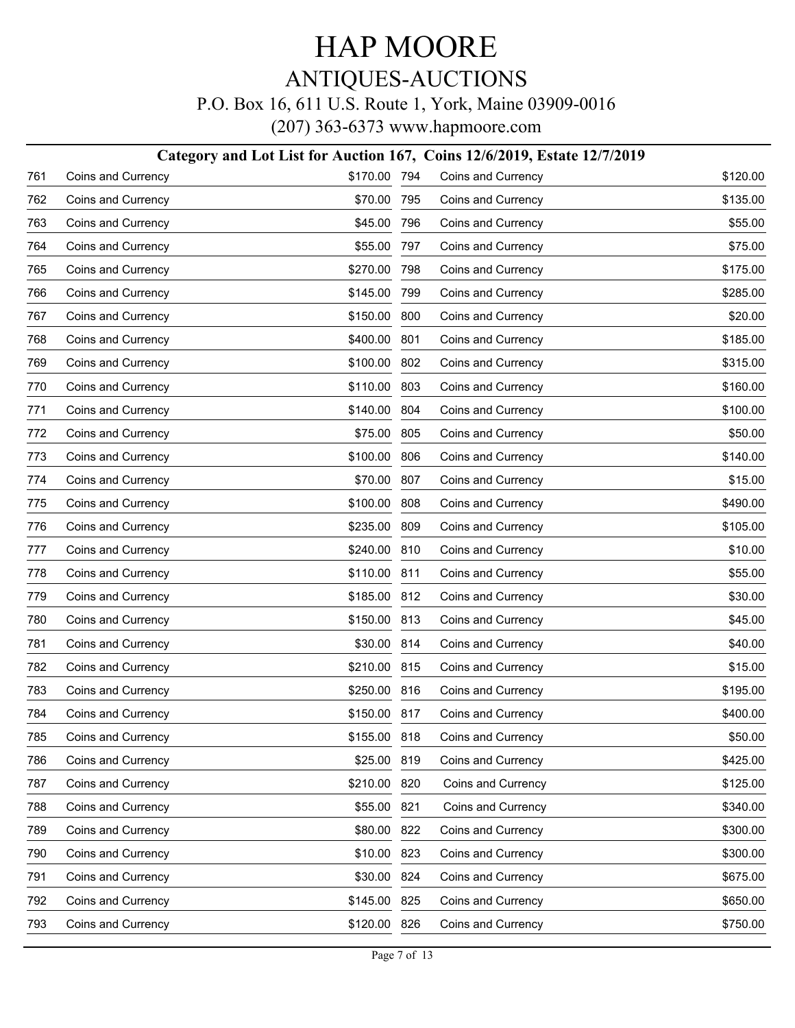# HAP MOORE

## ANTIQUES-AUCTIONS

P.O. Box 16, 611 U.S. Route 1, York, Maine 03909-0016

(207) 363-6373 www.hapmoore.com

### Category and Lot List for Auction 167, Coins 12/6/2019, Estate 12/7/2019

| Lot | Category | Price | Lot | Category | Price |
|---|---|---|---|---|---|
| 761 | Coins and Currency | $170.00 | 794 | Coins and Currency | $120.00 |
| 762 | Coins and Currency | $70.00 | 795 | Coins and Currency | $135.00 |
| 763 | Coins and Currency | $45.00 | 796 | Coins and Currency | $55.00 |
| 764 | Coins and Currency | $55.00 | 797 | Coins and Currency | $75.00 |
| 765 | Coins and Currency | $270.00 | 798 | Coins and Currency | $175.00 |
| 766 | Coins and Currency | $145.00 | 799 | Coins and Currency | $285.00 |
| 767 | Coins and Currency | $150.00 | 800 | Coins and Currency | $20.00 |
| 768 | Coins and Currency | $400.00 | 801 | Coins and Currency | $185.00 |
| 769 | Coins and Currency | $100.00 | 802 | Coins and Currency | $315.00 |
| 770 | Coins and Currency | $110.00 | 803 | Coins and Currency | $160.00 |
| 771 | Coins and Currency | $140.00 | 804 | Coins and Currency | $100.00 |
| 772 | Coins and Currency | $75.00 | 805 | Coins and Currency | $50.00 |
| 773 | Coins and Currency | $100.00 | 806 | Coins and Currency | $140.00 |
| 774 | Coins and Currency | $70.00 | 807 | Coins and Currency | $15.00 |
| 775 | Coins and Currency | $100.00 | 808 | Coins and Currency | $490.00 |
| 776 | Coins and Currency | $235.00 | 809 | Coins and Currency | $105.00 |
| 777 | Coins and Currency | $240.00 | 810 | Coins and Currency | $10.00 |
| 778 | Coins and Currency | $110.00 | 811 | Coins and Currency | $55.00 |
| 779 | Coins and Currency | $185.00 | 812 | Coins and Currency | $30.00 |
| 780 | Coins and Currency | $150.00 | 813 | Coins and Currency | $45.00 |
| 781 | Coins and Currency | $30.00 | 814 | Coins and Currency | $40.00 |
| 782 | Coins and Currency | $210.00 | 815 | Coins and Currency | $15.00 |
| 783 | Coins and Currency | $250.00 | 816 | Coins and Currency | $195.00 |
| 784 | Coins and Currency | $150.00 | 817 | Coins and Currency | $400.00 |
| 785 | Coins and Currency | $155.00 | 818 | Coins and Currency | $50.00 |
| 786 | Coins and Currency | $25.00 | 819 | Coins and Currency | $425.00 |
| 787 | Coins and Currency | $210.00 | 820 | Coins and Currency | $125.00 |
| 788 | Coins and Currency | $55.00 | 821 | Coins and Currency | $340.00 |
| 789 | Coins and Currency | $80.00 | 822 | Coins and Currency | $300.00 |
| 790 | Coins and Currency | $10.00 | 823 | Coins and Currency | $300.00 |
| 791 | Coins and Currency | $30.00 | 824 | Coins and Currency | $675.00 |
| 792 | Coins and Currency | $145.00 | 825 | Coins and Currency | $650.00 |
| 793 | Coins and Currency | $120.00 | 826 | Coins and Currency | $750.00 |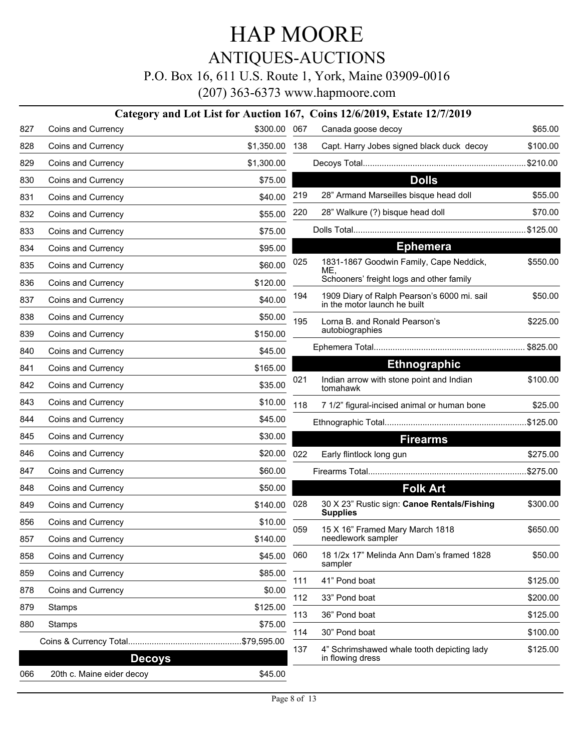# HAP MOORE

## ANTIQUES-AUCTIONS

P.O. Box 16, 611 U.S. Route 1, York, Maine 03909-0016

(207) 363-6373 www.hapmoore.com

### Category and Lot List for Auction 167, Coins 12/6/2019, Estate 12/7/2019

| Lot | Description | Price |
|---|---|---|
| 827 | Coins and Currency | $300.00 |
| 828 | Coins and Currency | $1,350.00 |
| 829 | Coins and Currency | $1,300.00 |
| 830 | Coins and Currency | $75.00 |
| 831 | Coins and Currency | $40.00 |
| 832 | Coins and Currency | $55.00 |
| 833 | Coins and Currency | $75.00 |
| 834 | Coins and Currency | $95.00 |
| 835 | Coins and Currency | $60.00 |
| 836 | Coins and Currency | $120.00 |
| 837 | Coins and Currency | $40.00 |
| 838 | Coins and Currency | $50.00 |
| 839 | Coins and Currency | $150.00 |
| 840 | Coins and Currency | $45.00 |
| 841 | Coins and Currency | $165.00 |
| 842 | Coins and Currency | $35.00 |
| 843 | Coins and Currency | $10.00 |
| 844 | Coins and Currency | $45.00 |
| 845 | Coins and Currency | $30.00 |
| 846 | Coins and Currency | $20.00 |
| 847 | Coins and Currency | $60.00 |
| 848 | Coins and Currency | $50.00 |
| 849 | Coins and Currency | $140.00 |
| 856 | Coins and Currency | $10.00 |
| 857 | Coins and Currency | $140.00 |
| 858 | Coins and Currency | $45.00 |
| 859 | Coins and Currency | $85.00 |
| 878 | Coins and Currency | $0.00 |
| 879 | Stamps | $125.00 |
| 880 | Stamps | $75.00 |
| | Coins & Currency Total | $79,595.00 |

#### Decoys

| Lot | Description | Price |
|---|---|---|
| 066 | 20th c. Maine eider decoy | $45.00 |
| 067 | Canada goose decoy | $65.00 |
| 138 | Capt. Harry Jobes signed black duck decoy | $100.00 |
| | Decoys Total | $210.00 |

#### Dolls

| Lot | Description | Price |
|---|---|---|
| 219 | 28" Armand Marseilles bisque head doll | $55.00 |
| 220 | 28" Walkure (?) bisque head doll | $70.00 |
| | Dolls Total | $125.00 |

#### Ephemera

| Lot | Description | Price |
|---|---|---|
| 025 | 1831-1867 Goodwin Family, Cape Neddick, ME, Schooners' freight logs and other family | $550.00 |
| 194 | 1909 Diary of Ralph Pearson's 6000 mi. sail in the motor launch he built | $50.00 |
| 195 | Lorna B. and Ronald Pearson's autobiographies | $225.00 |
| | Ephemera Total | $825.00 |

#### Ethnographic

| Lot | Description | Price |
|---|---|---|
| 021 | Indian arrow with stone point and Indian tomahawk | $100.00 |
| 118 | 7 1/2" figural-incised animal or human bone | $25.00 |
| | Ethnographic Total | $125.00 |

#### Firearms

| Lot | Description | Price |
|---|---|---|
| 022 | Early flintlock long gun | $275.00 |
| | Firearms Total | $275.00 |

#### Folk Art

| Lot | Description | Price |
|---|---|---|
| 028 | 30 X 23" Rustic sign: **Canoe Rentals/Fishing Supplies** | $300.00 |
| 059 | 15 X 16" Framed Mary March 1818 needlework sampler | $650.00 |
| 060 | 18 1/2x 17" Melinda Ann Dam's framed 1828 sampler | $50.00 |
| 111 | 41" Pond boat | $125.00 |
| 112 | 33" Pond boat | $200.00 |
| 113 | 36" Pond boat | $125.00 |
| 114 | 30" Pond boat | $100.00 |
| 137 | 4" Schrimshawed whale tooth depicting lady in flowing dress | $125.00 |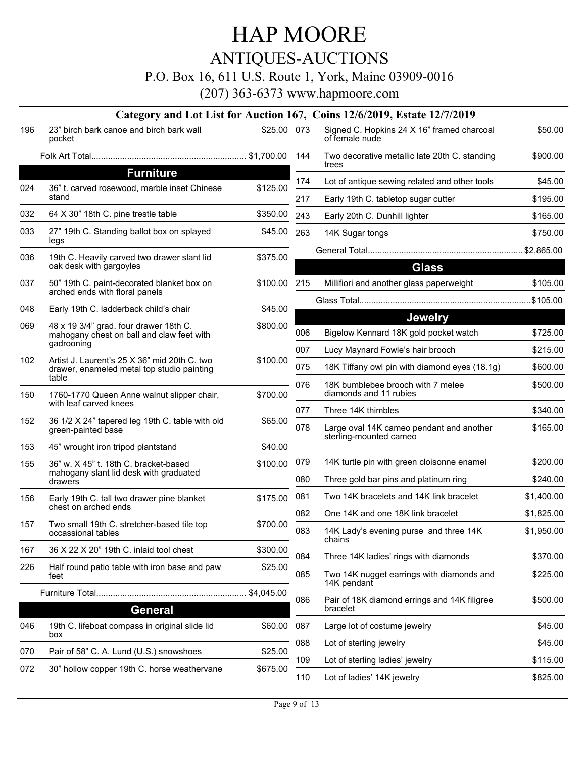# HAP MOORE

## ANTIQUES-AUCTIONS

P.O. Box 16, 611 U.S. Route 1, York, Maine 03909-0016

(207) 363-6373 www.hapmoore.com

### Category and Lot List for Auction 167, Coins 12/6/2019, Estate 12/7/2019

| Lot | Description | Price |
|---|---|---|
| 196 | 23" birch bark canoe and birch bark wall pocket | $25.00 |
| | Folk Art Total | $1,700.00 |

## Furniture

| Lot | Description | Price |
|---|---|---|
| 024 | 36" t. carved rosewood, marble inset Chinese stand | $125.00 |
| 032 | 64 X 30" 18th C. pine trestle table | $350.00 |
| 033 | 27" 19th C. Standing ballot box on splayed legs | $45.00 |
| 036 | 19th C. Heavily carved two drawer slant lid oak desk with gargoyles | $375.00 |
| 037 | 50" 19th C. paint-decorated blanket box on arched ends with floral panels | $100.00 |
| 048 | Early 19th C. ladderback child's chair | $45.00 |
| 069 | 48 x 19 3/4" grad. four drawer 18th C. mahogany chest on ball and claw feet with gadrooning | $800.00 |
| 102 | Artist J. Laurent's 25 X 36" mid 20th C. two drawer, enameled metal top studio painting table | $100.00 |
| 150 | 1760-1770 Queen Anne walnut slipper chair, with leaf carved knees | $700.00 |
| 152 | 36 1/2 X 24" tapered leg 19th C. table with old green-painted base | $65.00 |
| 153 | 45" wrought iron tripod plantstand | $40.00 |
| 155 | 36" w. X 45" t. 18th C. bracket-based mahogany slant lid desk with graduated drawers | $100.00 |
| 156 | Early 19th C. tall two drawer pine blanket chest on arched ends | $175.00 |
| 157 | Two small 19th C. stretcher-based tile top occassional tables | $700.00 |
| 167 | 36 X 22 X 20" 19th C. inlaid tool chest | $300.00 |
| 226 | Half round patio table with iron base and paw feet | $25.00 |
| | Furniture Total | $4,045.00 |

## General

| Lot | Description | Price |
|---|---|---|
| 046 | 19th C. lifeboat compass in original slide lid box | $60.00 |
| 070 | Pair of 58" C. A. Lund (U.S.) snowshoes | $25.00 |
| 072 | 30" hollow copper 19th C. horse weathervane | $675.00 |
| 073 | Signed C. Hopkins 24 X 16" framed charcoal of female nude | $50.00 |
| 144 | Two decorative metallic late 20th C. standing trees | $900.00 |
| 174 | Lot of antique sewing related and other tools | $45.00 |
| 217 | Early 19th C. tabletop sugar cutter | $195.00 |
| 243 | Early 20th C. Dunhill lighter | $165.00 |
| 263 | 14K Sugar tongs | $750.00 |
| | General Total | $2,865.00 |

## Glass

| Lot | Description | Price |
|---|---|---|
| 215 | Millifiori and another glass paperweight | $105.00 |
| | Glass Total | $105.00 |

## Jewelry

| Lot | Description | Price |
|---|---|---|
| 006 | Bigelow Kennard 18K gold pocket watch | $725.00 |
| 007 | Lucy Maynard Fowle's hair brooch | $215.00 |
| 075 | 18K Tiffany owl pin with diamond eyes (18.1g) | $600.00 |
| 076 | 18K bumblebee brooch with 7 melee diamonds and 11 rubies | $500.00 |
| 077 | Three 14K thimbles | $340.00 |
| 078 | Large oval 14K cameo pendant and another sterling-mounted cameo | $165.00 |
| 079 | 14K turtle pin with green cloisonne enamel | $200.00 |
| 080 | Three gold bar pins and platinum ring | $240.00 |
| 081 | Two 14K bracelets and 14K link bracelet | $1,400.00 |
| 082 | One 14K and one 18K link bracelet | $1,825.00 |
| 083 | 14K Lady's evening purse and three 14K chains | $1,950.00 |
| 084 | Three 14K ladies' rings with diamonds | $370.00 |
| 085 | Two 14K nugget earrings with diamonds and 14K pendant | $225.00 |
| 086 | Pair of 18K diamond errings and 14K filigree bracelet | $500.00 |
| 087 | Large lot of costume jewelry | $45.00 |
| 088 | Lot of sterling jewelry | $45.00 |
| 109 | Lot of sterling ladies' jewelry | $115.00 |
| 110 | Lot of ladies' 14K jewelry | $825.00 |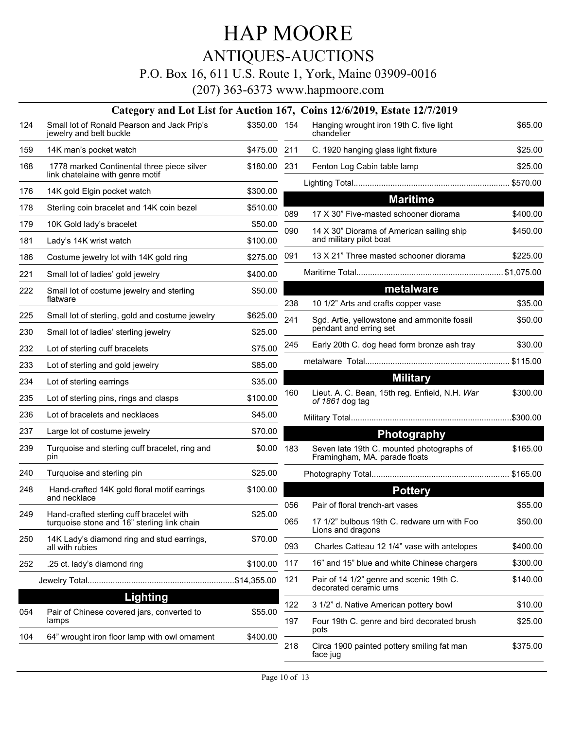# HAP MOORE

## ANTIQUES-AUCTIONS

P.O. Box 16, 611 U.S. Route 1, York, Maine 03909-0016

(207) 363-6373 www.hapmoore.com

### Category and Lot List for Auction 167, Coins 12/6/2019, Estate 12/7/2019

| Lot | Description | Price |
|---|---|---|
| 124 | Small lot of Ronald Pearson and Jack Prip's jewelry and belt buckle | $350.00 |
| 159 | 14K man's pocket watch | $475.00 |
| 168 | 1778 marked Continental three piece silver link chatelaine with genre motif | $180.00 |
| 176 | 14K gold Elgin pocket watch | $300.00 |
| 178 | Sterling coin bracelet and 14K coin bezel | $510.00 |
| 179 | 10K Gold lady's bracelet | $50.00 |
| 181 | Lady's 14K wrist watch | $100.00 |
| 186 | Costume jewelry lot with 14K gold ring | $275.00 |
| 221 | Small lot of ladies' gold jewelry | $400.00 |
| 222 | Small lot of costume jewelry and sterling flatware | $50.00 |
| 225 | Small lot of sterling, gold and costume jewelry | $625.00 |
| 230 | Small lot of ladies' sterling jewelry | $25.00 |
| 232 | Lot of sterling cuff bracelets | $75.00 |
| 233 | Lot of sterling and gold jewelry | $85.00 |
| 234 | Lot of sterling earrings | $35.00 |
| 235 | Lot of sterling pins, rings and clasps | $100.00 |
| 236 | Lot of bracelets and necklaces | $45.00 |
| 237 | Large lot of costume jewelry | $70.00 |
| 239 | Turquoise and sterling cuff bracelet, ring and pin | $0.00 |
| 240 | Turquoise and sterling pin | $25.00 |
| 248 | Hand-crafted 14K gold floral motif earrings and necklace | $100.00 |
| 249 | Hand-crafted sterling cuff bracelet with turquoise stone and 16" sterling link chain | $25.00 |
| 250 | 14K Lady's diamond ring and stud earrings, all with rubies | $70.00 |
| 252 | .25 ct. lady's diamond ring | $100.00 |
| | Jewelry Total | $14,355.00 |

### Lighting

| Lot | Description | Price |
|---|---|---|
| 054 | Pair of Chinese covered jars, converted to lamps | $55.00 |
| 104 | 64" wrought iron floor lamp with owl ornament | $400.00 |
| 154 | Hanging wrought iron 19th C. five light chandelier | $65.00 |
| 211 | C. 1920 hanging glass light fixture | $25.00 |
| 231 | Fenton Log Cabin table lamp | $25.00 |
| | Lighting Total | $570.00 |

### Maritime

| Lot | Description | Price |
|---|---|---|
| 089 | 17 X 30" Five-masted schooner diorama | $400.00 |
| 090 | 14 X 30" Diorama of American sailing ship and military pilot boat | $450.00 |
| 091 | 13 X 21" Three masted schooner diorama | $225.00 |
| | Maritime Total | $1,075.00 |

### metalware

| Lot | Description | Price |
|---|---|---|
| 238 | 10 1/2" Arts and crafts copper vase | $35.00 |
| 241 | Sgd. Artie, yellowstone and ammonite fossil pendant and erring set | $50.00 |
| 245 | Early 20th C. dog head form bronze ash tray | $30.00 |
| | metalware Total | $115.00 |

### Military

| Lot | Description | Price |
|---|---|---|
| 160 | Lieut. A. C. Bean, 15th reg. Enfield, N.H. *War of 1861* dog tag | $300.00 |
| | Military Total | $300.00 |

### Photography

| Lot | Description | Price |
|---|---|---|
| 183 | Seven late 19th C. mounted photographs of Framingham, MA. parade floats | $165.00 |
| | Photography Total | $165.00 |

### Pottery

| Lot | Description | Price |
|---|---|---|
| 056 | Pair of floral trench-art vases | $55.00 |
| 065 | 17 1/2" bulbous 19th C. redware urn with Foo Lions and dragons | $50.00 |
| 093 | Charles Catteau 12 1/4" vase with antelopes | $400.00 |
| 117 | 16" and 15" blue and white Chinese chargers | $300.00 |
| 121 | Pair of 14 1/2" genre and scenic 19th C. decorated ceramic urns | $140.00 |
| 122 | 3 1/2" d. Native American pottery bowl | $10.00 |
| 197 | Four 19th C. genre and bird decorated brush pots | $25.00 |
| 218 | Circa 1900 painted pottery smiling fat man face jug | $375.00 |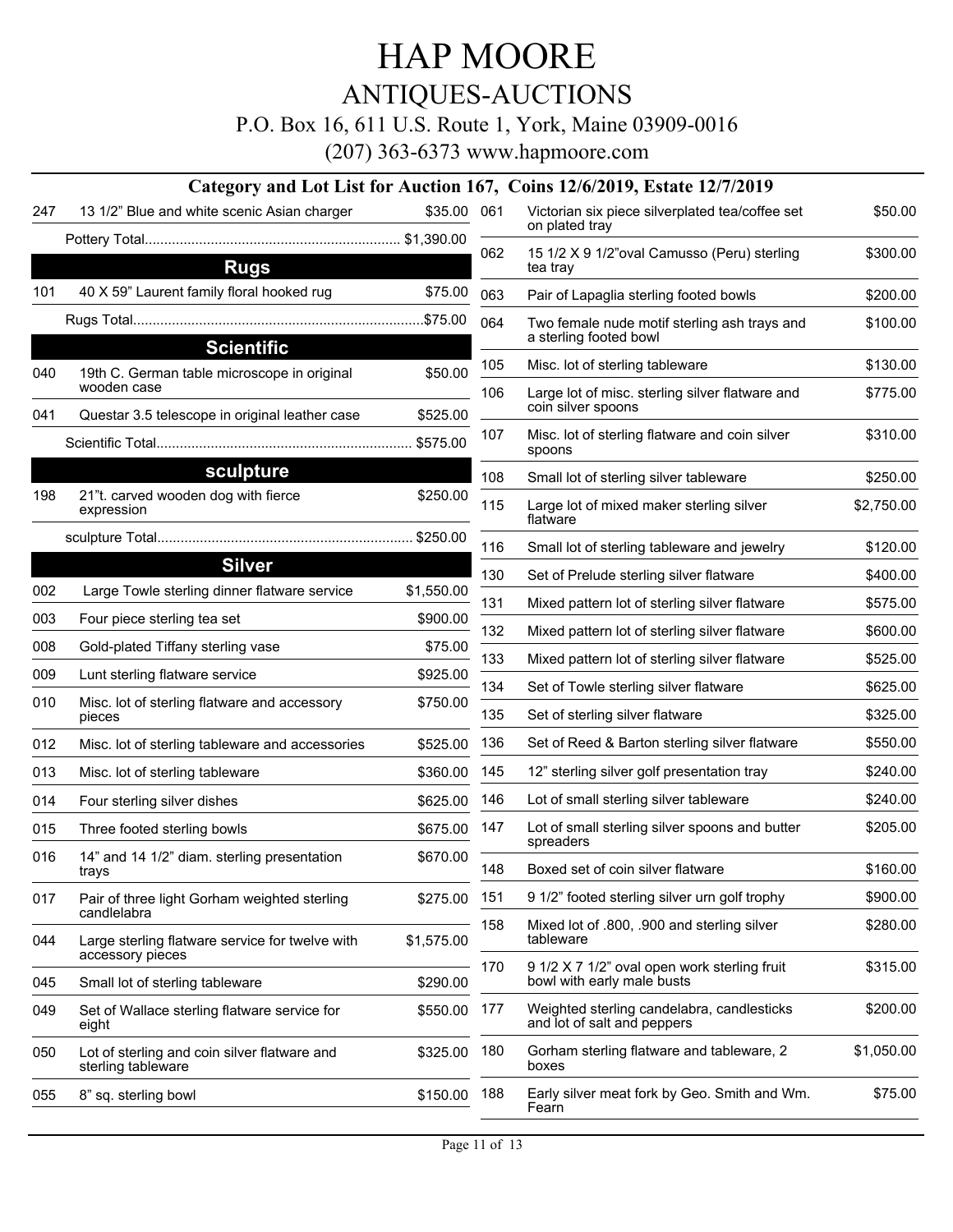# HAP MOORE

## ANTIQUES-AUCTIONS

P.O. Box 16, 611 U.S. Route 1, York, Maine 03909-0016

(207) 363-6373 www.hapmoore.com

### Category and Lot List for Auction 167, Coins 12/6/2019, Estate 12/7/2019

| Lot | Description | Price |
|---|---|---|
| 247 | 13 1/2" Blue and white scenic Asian charger | $35.00 |
| | Pottery Total | $1,390.00 |

### Rugs

| Lot | Description | Price |
|---|---|---|
| 101 | 40 X 59" Laurent family floral hooked rug | $75.00 |
| | Rugs Total | $75.00 |

### Scientific

| Lot | Description | Price |
|---|---|---|
| 040 | 19th C. German table microscope in original wooden case | $50.00 |
| 041 | Questar 3.5 telescope in original leather case | $525.00 |
| | Scientific Total | $575.00 |

### sculpture

| Lot | Description | Price |
|---|---|---|
| 198 | 21"t. carved wooden dog with fierce expression | $250.00 |
| | sculpture Total | $250.00 |

### Silver

| Lot | Description | Price |
|---|---|---|
| 002 | Large Towle sterling dinner flatware service | $1,550.00 |
| 003 | Four piece sterling tea set | $900.00 |
| 008 | Gold-plated Tiffany sterling vase | $75.00 |
| 009 | Lunt sterling flatware service | $925.00 |
| 010 | Misc. lot of sterling flatware and accessory pieces | $750.00 |
| 012 | Misc. lot of sterling tableware and accessories | $525.00 |
| 013 | Misc. lot of sterling tableware | $360.00 |
| 014 | Four sterling silver dishes | $625.00 |
| 015 | Three footed sterling bowls | $675.00 |
| 016 | 14" and 14 1/2" diam. sterling presentation trays | $670.00 |
| 017 | Pair of three light Gorham weighted sterling candelabra | $275.00 |
| 044 | Large sterling flatware service for twelve with accessory pieces | $1,575.00 |
| 045 | Small lot of sterling tableware | $290.00 |
| 049 | Set of Wallace sterling flatware service for eight | $550.00 |
| 050 | Lot of sterling and coin silver flatware and sterling tableware | $325.00 |
| 055 | 8" sq. sterling bowl | $150.00 |
| 061 | Victorian six piece silverplated tea/coffee set on plated tray | $50.00 |
| 062 | 15 1/2 X 9 1/2"oval Camusso (Peru) sterling tea tray | $300.00 |
| 063 | Pair of Lapaglia sterling footed bowls | $200.00 |
| 064 | Two female nude motif sterling ash trays and a sterling footed bowl | $100.00 |
| 105 | Misc. lot of sterling tableware | $130.00 |
| 106 | Large lot of misc. sterling silver flatware and coin silver spoons | $775.00 |
| 107 | Misc. lot of sterling flatware and coin silver spoons | $310.00 |
| 108 | Small lot of sterling silver tableware | $250.00 |
| 115 | Large lot of mixed maker sterling silver flatware | $2,750.00 |
| 116 | Small lot of sterling tableware and jewelry | $120.00 |
| 130 | Set of Prelude sterling silver flatware | $400.00 |
| 131 | Mixed pattern lot of sterling silver flatware | $575.00 |
| 132 | Mixed pattern lot of sterling silver flatware | $600.00 |
| 133 | Mixed pattern lot of sterling silver flatware | $525.00 |
| 134 | Set of Towle sterling silver flatware | $625.00 |
| 135 | Set of sterling silver flatware | $325.00 |
| 136 | Set of Reed & Barton sterling silver flatware | $550.00 |
| 145 | 12" sterling silver golf presentation tray | $240.00 |
| 146 | Lot of small sterling silver tableware | $240.00 |
| 147 | Lot of small sterling silver spoons and butter spreaders | $205.00 |
| 148 | Boxed set of coin silver flatware | $160.00 |
| 151 | 9 1/2" footed sterling silver urn golf trophy | $900.00 |
| 158 | Mixed lot of .800, .900 and sterling silver tableware | $280.00 |
| 170 | 9 1/2 X 7 1/2" oval open work sterling fruit bowl with early male busts | $315.00 |
| 177 | Weighted sterling candelabra, candlesticks and lot of salt and peppers | $200.00 |
| 180 | Gorham sterling flatware and tableware, 2 boxes | $1,050.00 |
| 188 | Early silver meat fork by Geo. Smith and Wm. Fearn | $75.00 |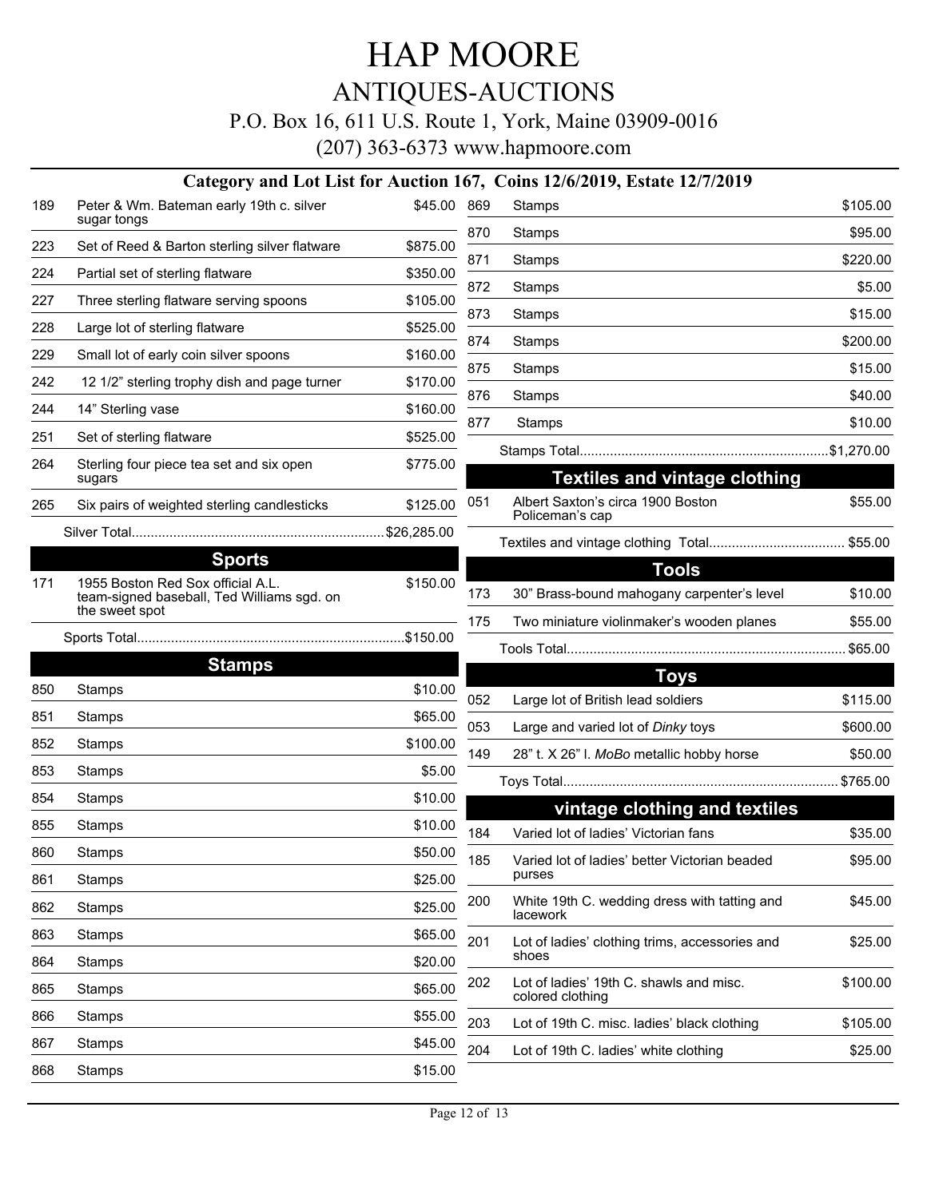# HAP MOORE

## ANTIQUES-AUCTIONS

P.O. Box 16, 611 U.S. Route 1, York, Maine 03909-0016

(207) 363-6373 www.hapmoore.com

### Category and Lot List for Auction 167, Coins 12/6/2019, Estate 12/7/2019

| | | |
|---|---|---|
| 189 | Peter & Wm. Bateman early 19th c. silver sugar tongs | $45.00 |
| 223 | Set of Reed & Barton sterling silver flatware | $875.00 |
| 224 | Partial set of sterling flatware | $350.00 |
| 227 | Three sterling flatware serving spoons | $105.00 |
| 228 | Large lot of sterling flatware | $525.00 |
| 229 | Small lot of early coin silver spoons | $160.00 |
| 242 | 12 1/2" sterling trophy dish and page turner | $170.00 |
| 244 | 14" Sterling vase | $160.00 |
| 251 | Set of sterling flatware | $525.00 |
| 264 | Sterling four piece tea set and six open sugars | $775.00 |
| 265 | Six pairs of weighted sterling candlesticks | $125.00 |

Silver Total....................$26,285.00

### Sports

| | | |
|---|---|---|
| 171 | 1955 Boston Red Sox official A.L. team-signed baseball, Ted Williams sgd. on the sweet spot | $150.00 |

Sports Total....................$150.00

### Stamps

| | | |
|---|---|---|
| 850 | Stamps | $10.00 |
| 851 | Stamps | $65.00 |
| 852 | Stamps | $100.00 |
| 853 | Stamps | $5.00 |
| 854 | Stamps | $10.00 |
| 855 | Stamps | $10.00 |
| 860 | Stamps | $50.00 |
| 861 | Stamps | $25.00 |
| 862 | Stamps | $25.00 |
| 863 | Stamps | $65.00 |
| 864 | Stamps | $20.00 |
| 865 | Stamps | $65.00 |
| 866 | Stamps | $55.00 |
| 867 | Stamps | $45.00 |
| 868 | Stamps | $15.00 |
| 869 | Stamps | $105.00 |
| 870 | Stamps | $95.00 |
| 871 | Stamps | $220.00 |
| 872 | Stamps | $5.00 |
| 873 | Stamps | $15.00 |
| 874 | Stamps | $200.00 |
| 875 | Stamps | $15.00 |
| 876 | Stamps | $40.00 |
| 877 | Stamps | $10.00 |

Stamps Total....................$1,270.00

### Textiles and vintage clothing

| | | |
|---|---|---|
| 051 | Albert Saxton's circa 1900 Boston Policeman's cap | $55.00 |

Textiles and vintage clothing Total....................$55.00

### Tools

| | | |
|---|---|---|
| 173 | 30" Brass-bound mahogany carpenter's level | $10.00 |
| 175 | Two miniature violinmaker's wooden planes | $55.00 |

Tools Total....................$65.00

### Toys

| | | |
|---|---|---|
| 052 | Large lot of British lead soldiers | $115.00 |
| 053 | Large and varied lot of *Dinky* toys | $600.00 |
| 149 | 28" t. X 26" l. *MoBo* metallic hobby horse | $50.00 |

Toys Total....................$765.00

### vintage clothing and textiles

| | | |
|---|---|---|
| 184 | Varied lot of ladies' Victorian fans | $35.00 |
| 185 | Varied lot of ladies' better Victorian beaded purses | $95.00 |
| 200 | White 19th C. wedding dress with tatting and lacework | $45.00 |
| 201 | Lot of ladies' clothing trims, accessories and shoes | $25.00 |
| 202 | Lot of ladies' 19th C. shawls and misc. colored clothing | $100.00 |
| 203 | Lot of 19th C. misc. ladies' black clothing | $105.00 |
| 204 | Lot of 19th C. ladies' white clothing | $25.00 |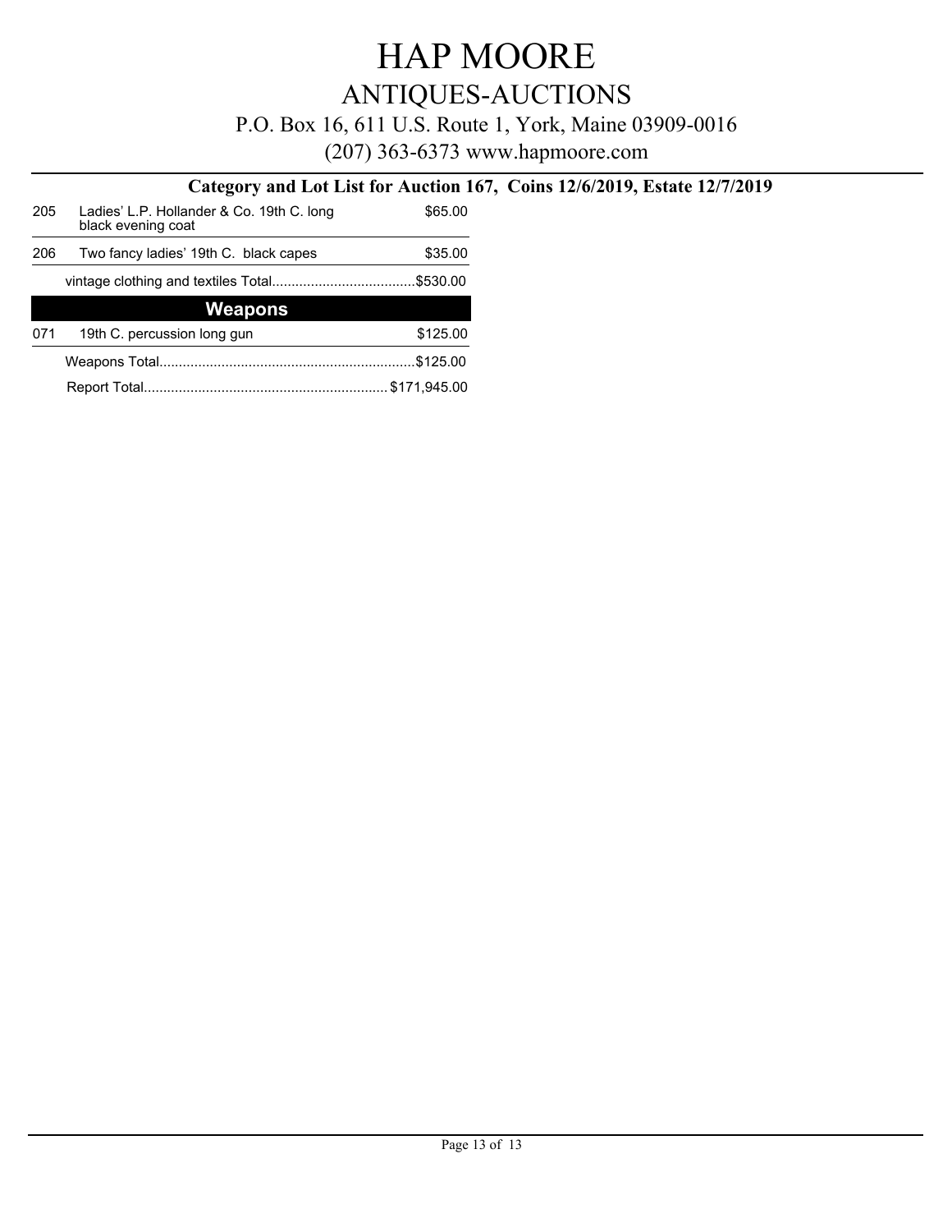| | | |
|---|---|---|
| 205 | Ladies' L.P. Hollander & Co. 19th C. long black evening coat | $65.00 |
| 206 | Two fancy ladies' 19th C. black capes | $35.00 |
| | vintage clothing and textiles Total | $530.00 |

### Weapons

| | | |
|---|---|---|
| 071 | 19th C. percussion long gun | $125.00 |
| | Weapons Total | $125.00 |
| | Report Total | $171,945.00 |